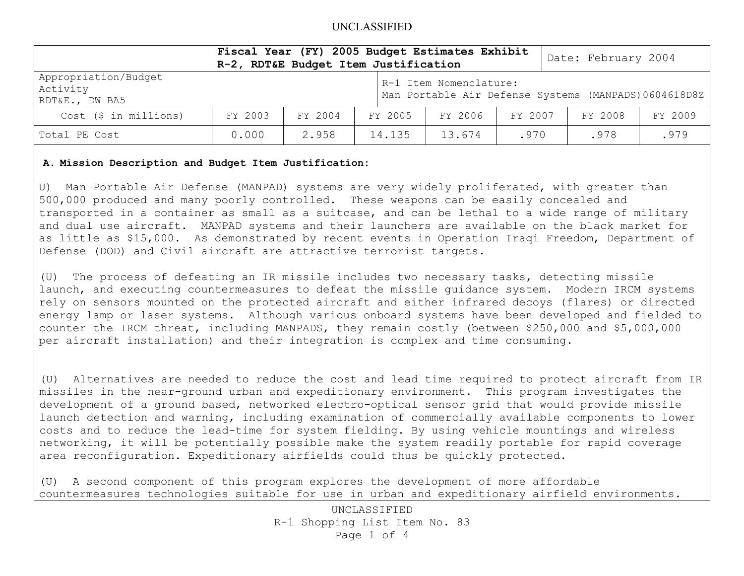UNCLASSIFIED

| Fiscal Year (FY) 2005 Budget Estimates Exhibit R-2, RDT&E Budget Item Justification | | | | Date: February 2004 | | | |
|---|---|---|---|---|---|---|---|
| Appropriation/Budget Activity RDT&E., DW BA5 | | | | R-1 Item Nomenclature: Man Portable Air Defense Systems (MANPADS) 0604618D8Z | | | |
| Cost ($ in millions) | FY 2003 | FY 2004 | FY 2005 | FY 2006 | FY 2007 | FY 2008 | FY 2009 |
| Total PE Cost | 0.000 | 2.958 | 14.135 | 13.674 | .970 | .978 | .979 |

**A. Mission Description and Budget Item Justification:**

U) Man Portable Air Defense (MANPAD) systems are very widely proliferated, with greater than 500,000 produced and many poorly controlled. These weapons can be easily concealed and transported in a container as small as a suitcase, and can be lethal to a wide range of military and dual use aircraft. MANPAD systems and their launchers are available on the black market for as little as $15,000. As demonstrated by recent events in Operation Iraqi Freedom, Department of Defense (DOD) and Civil aircraft are attractive terrorist targets.

(U) The process of defeating an IR missile includes two necessary tasks, detecting missile launch, and executing countermeasures to defeat the missile guidance system. Modern IRCM systems rely on sensors mounted on the protected aircraft and either infrared decoys (flares) or directed energy lamp or laser systems. Although various onboard systems have been developed and fielded to counter the IRCM threat, including MANPADS, they remain costly (between $250,000 and $5,000,000 per aircraft installation) and their integration is complex and time consuming.

(U) Alternatives are needed to reduce the cost and lead time required to protect aircraft from IR missiles in the near-ground urban and expeditionary environment. This program investigates the development of a ground based, networked electro-optical sensor grid that would provide missile launch detection and warning, including examination of commercially available components to lower costs and to reduce the lead-time for system fielding. By using vehicle mountings and wireless networking, it will be potentially possible make the system readily portable for rapid coverage area reconfiguration. Expeditionary airfields could thus be quickly protected.

(U) A second component of this program explores the development of more affordable countermeasures technologies suitable for use in urban and expeditionary airfield environments.

UNCLASSIFIED

R-1 Shopping List Item No. 83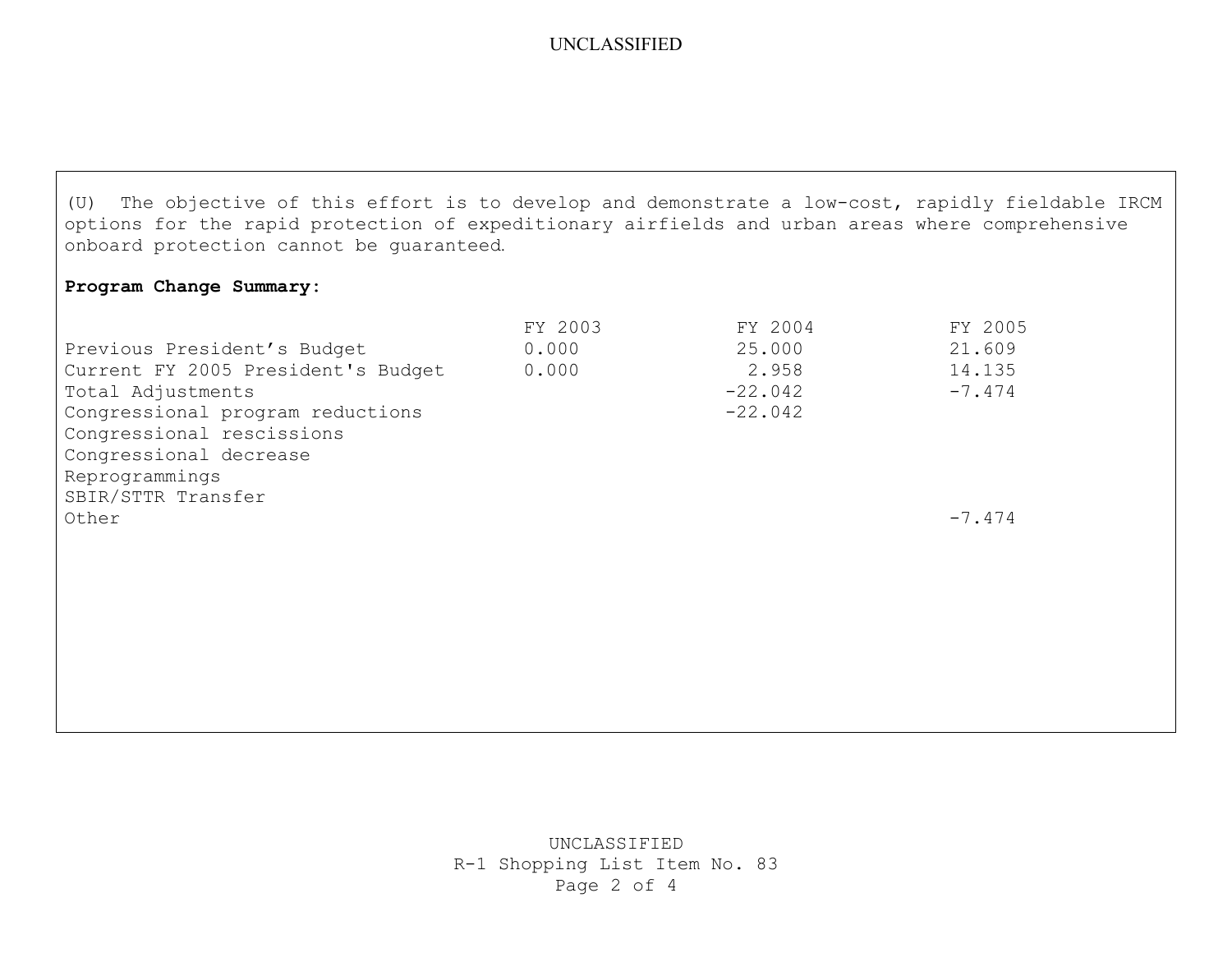(U) The objective of this effort is to develop and demonstrate a low-cost, rapidly fieldable IRCM options for the rapid protection of expeditionary airfields and urban areas where comprehensive onboard protection cannot be guaranteed.

**Program Change Summary:**

| | FY 2003 | FY 2004 | FY 2005 |
|---|---|---|---|
| Previous President's Budget | 0.000 | 25.000 | 21.609 |
| Current FY 2005 President's Budget | 0.000 | 2.958 | 14.135 |
| Total Adjustments | | -22.042 | -7.474 |
| Congressional program reductions | | -22.042 | |
| Congressional rescissions | | | |
| Congressional decrease | | | |
| Reprogrammings | | | |
| SBIR/STTR Transfer | | | |
| Other | | | -7.474 |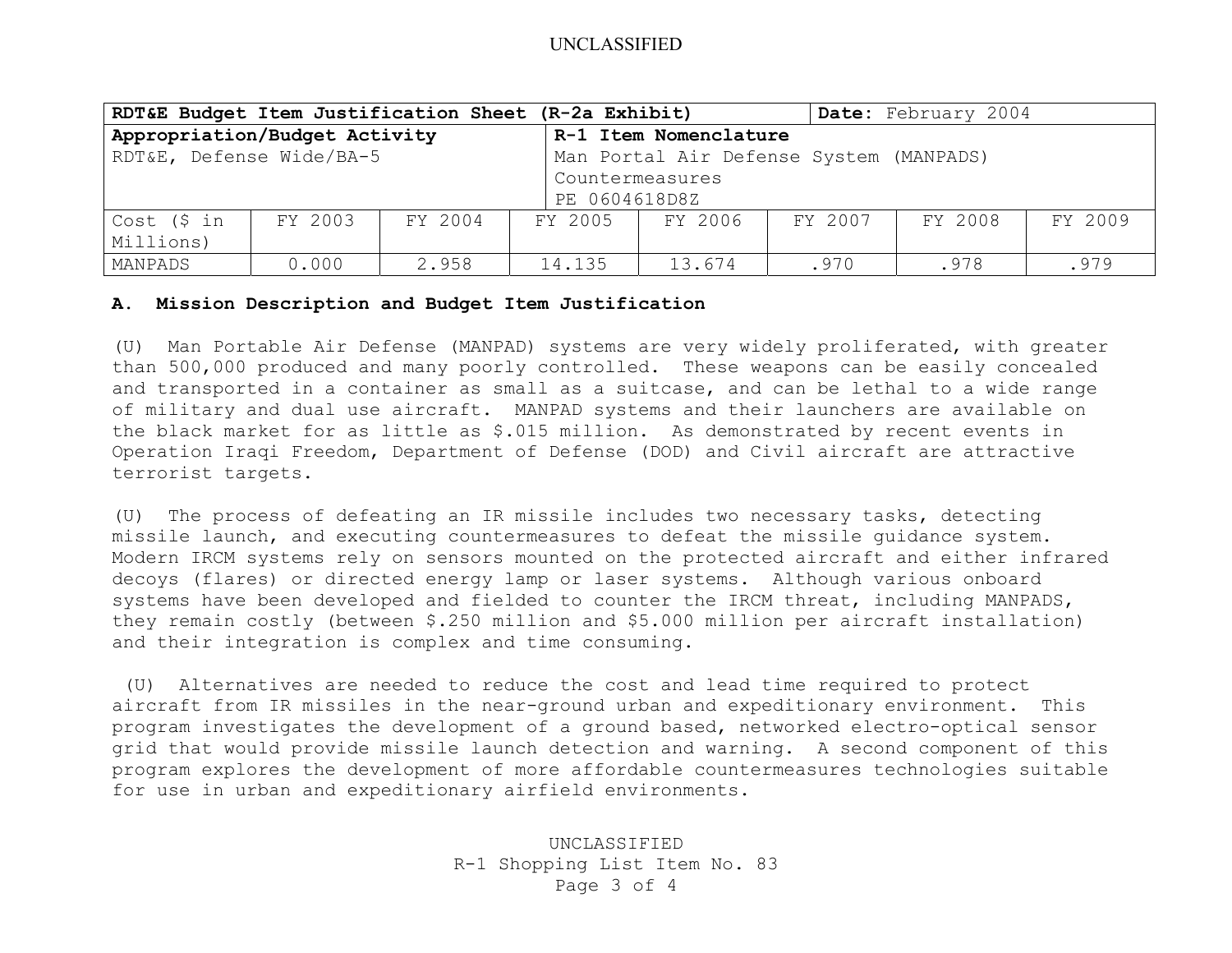UNCLASSIFIED

| RDT&E Budget Item Justification Sheet (R-2a Exhibit) | | | | Date: February 2004 | | | |
|---|---|---|---|---|---|---|---|
| **Appropriation/Budget Activity** RDT&E, Defense Wide/BA-5 | | | **R-1 Item Nomenclature** Man Portal Air Defense System (MANPADS) Countermeasures PE 0604618D8Z | | | | |
| Cost ($ in Millions) | FY 2003 | FY 2004 | FY 2005 | FY 2006 | FY 2007 | FY 2008 | FY 2009 |
| MANPADS | 0.000 | 2.958 | 14.135 | 13.674 | .970 | .978 | .979 |

## A. Mission Description and Budget Item Justification

(U) Man Portable Air Defense (MANPAD) systems are very widely proliferated, with greater than 500,000 produced and many poorly controlled. These weapons can be easily concealed and transported in a container as small as a suitcase, and can be lethal to a wide range of military and dual use aircraft. MANPAD systems and their launchers are available on the black market for as little as $.015 million. As demonstrated by recent events in Operation Iraqi Freedom, Department of Defense (DOD) and Civil aircraft are attractive terrorist targets.

(U) The process of defeating an IR missile includes two necessary tasks, detecting missile launch, and executing countermeasures to defeat the missile guidance system. Modern IRCM systems rely on sensors mounted on the protected aircraft and either infrared decoys (flares) or directed energy lamp or laser systems. Although various onboard systems have been developed and fielded to counter the IRCM threat, including MANPADS, they remain costly (between $.250 million and $5.000 million per aircraft installation) and their integration is complex and time consuming.

(U) Alternatives are needed to reduce the cost and lead time required to protect aircraft from IR missiles in the near-ground urban and expeditionary environment. This program investigates the development of a ground based, networked electro-optical sensor grid that would provide missile launch detection and warning. A second component of this program explores the development of more affordable countermeasures technologies suitable for use in urban and expeditionary airfield environments.

UNCLASSIFIED
R-1 Shopping List Item No. 83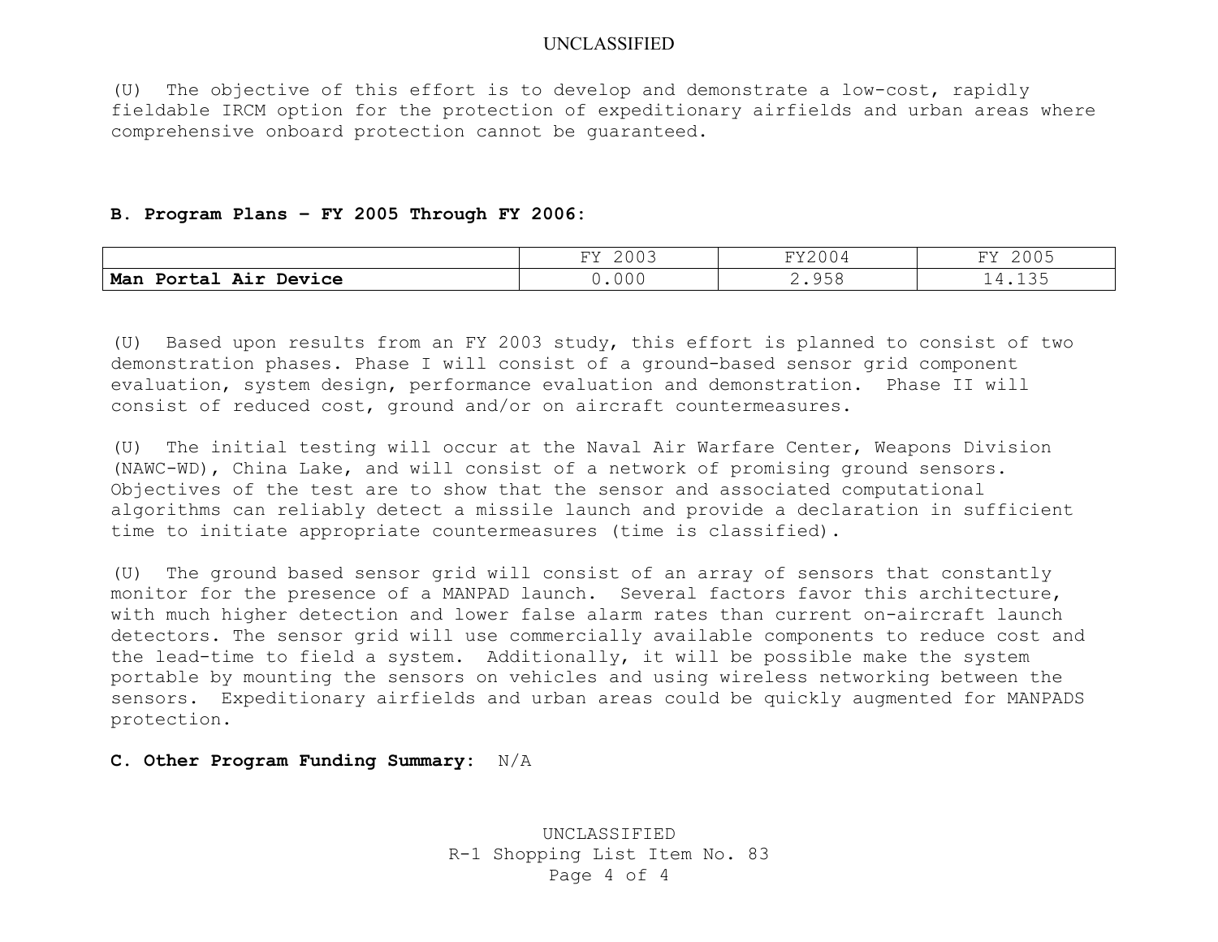(U) The objective of this effort is to develop and demonstrate a low-cost, rapidly fieldable IRCM option for the protection of expeditionary airfields and urban areas where comprehensive onboard protection cannot be guaranteed.

**B. Program Plans – FY 2005 Through FY 2006:**

| | FY 2003 | FY2004 | FY 2005 |
|---|---|---|---|
| **Man Portal Air Device** | 0.000 | 2.958 | 14.135 |

(U) Based upon results from an FY 2003 study, this effort is planned to consist of two demonstration phases. Phase I will consist of a ground-based sensor grid component evaluation, system design, performance evaluation and demonstration. Phase II will consist of reduced cost, ground and/or on aircraft countermeasures.

(U) The initial testing will occur at the Naval Air Warfare Center, Weapons Division (NAWC-WD), China Lake, and will consist of a network of promising ground sensors. Objectives of the test are to show that the sensor and associated computational algorithms can reliably detect a missile launch and provide a declaration in sufficient time to initiate appropriate countermeasures (time is classified).

(U) The ground based sensor grid will consist of an array of sensors that constantly monitor for the presence of a MANPAD launch. Several factors favor this architecture, with much higher detection and lower false alarm rates than current on-aircraft launch detectors. The sensor grid will use commercially available components to reduce cost and the lead-time to field a system. Additionally, it will be possible make the system portable by mounting the sensors on vehicles and using wireless networking between the sensors. Expeditionary airfields and urban areas could be quickly augmented for MANPADS protection.

**C. Other Program Funding Summary:** N/A

R-1 Shopping List Item No. 83